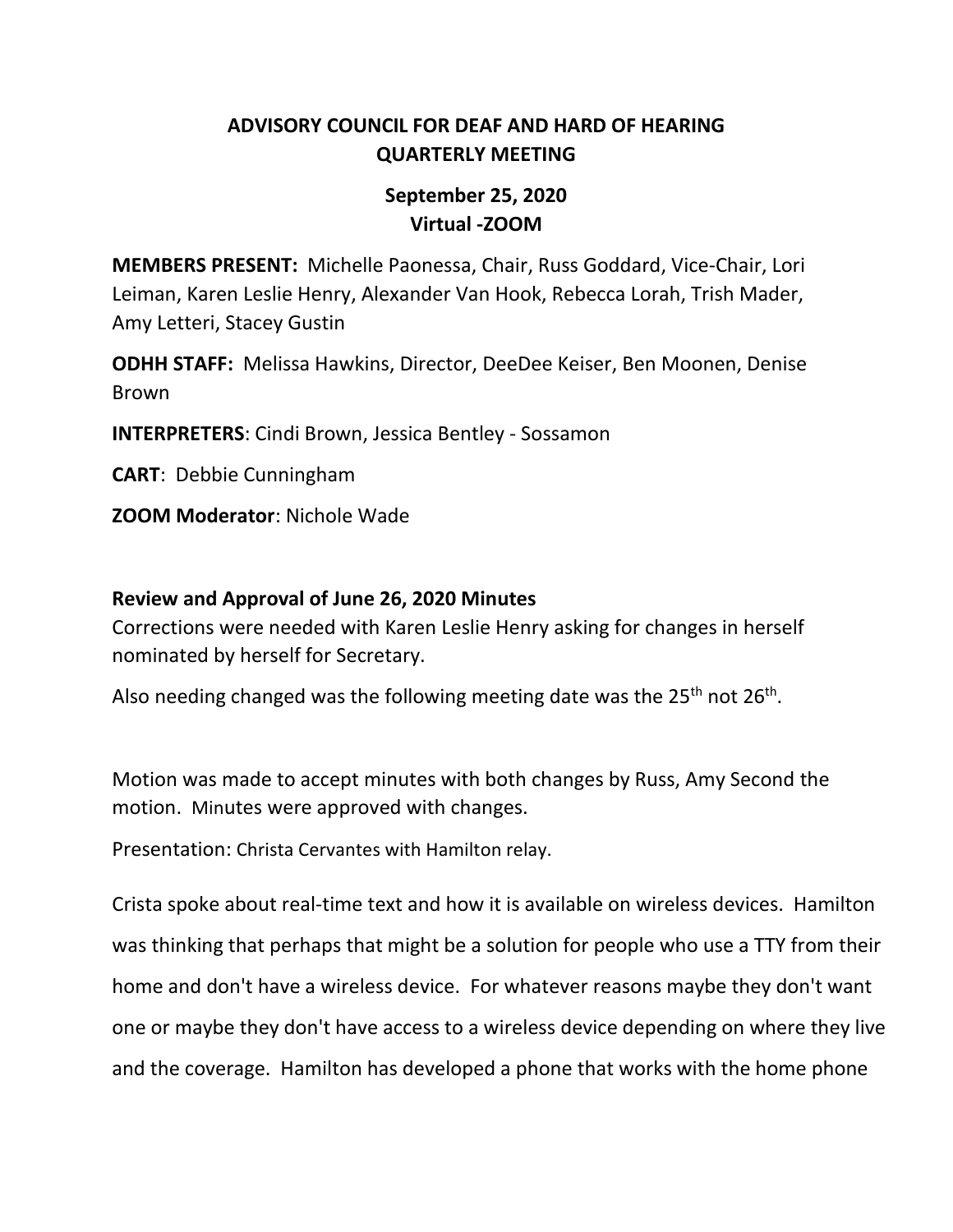# ADVISORY COUNCIL FOR DEAF AND HARD OF HEARING
## QUARTERLY MEETING

### September 25, 2020
### Virtual -ZOOM

**MEMBERS PRESENT:** Michelle Paonessa, Chair, Russ Goddard, Vice-Chair, Lori Leiman, Karen Leslie Henry, Alexander Van Hook, Rebecca Lorah, Trish Mader, Amy Letteri, Stacey Gustin

**ODHH STAFF:** Melissa Hawkins, Director, DeeDee Keiser, Ben Moonen, Denise Brown

**INTERPRETERS**: Cindi Brown, Jessica Bentley - Sossamon

**CART**: Debbie Cunningham

**ZOOM Moderator**: Nichole Wade

**Review and Approval of June 26, 2020 Minutes**

Corrections were needed with Karen Leslie Henry asking for changes in herself nominated by herself for Secretary.

Also needing changed was the following meeting date was the 25th not 26th.

Motion was made to accept minutes with both changes by Russ, Amy Second the motion. Minutes were approved with changes.

Presentation: Christa Cervantes with Hamilton relay.

Crista spoke about real-time text and how it is available on wireless devices. Hamilton was thinking that perhaps that might be a solution for people who use a TTY from their home and don't have a wireless device. For whatever reasons maybe they don't want one or maybe they don't have access to a wireless device depending on where they live and the coverage. Hamilton has developed a phone that works with the home phone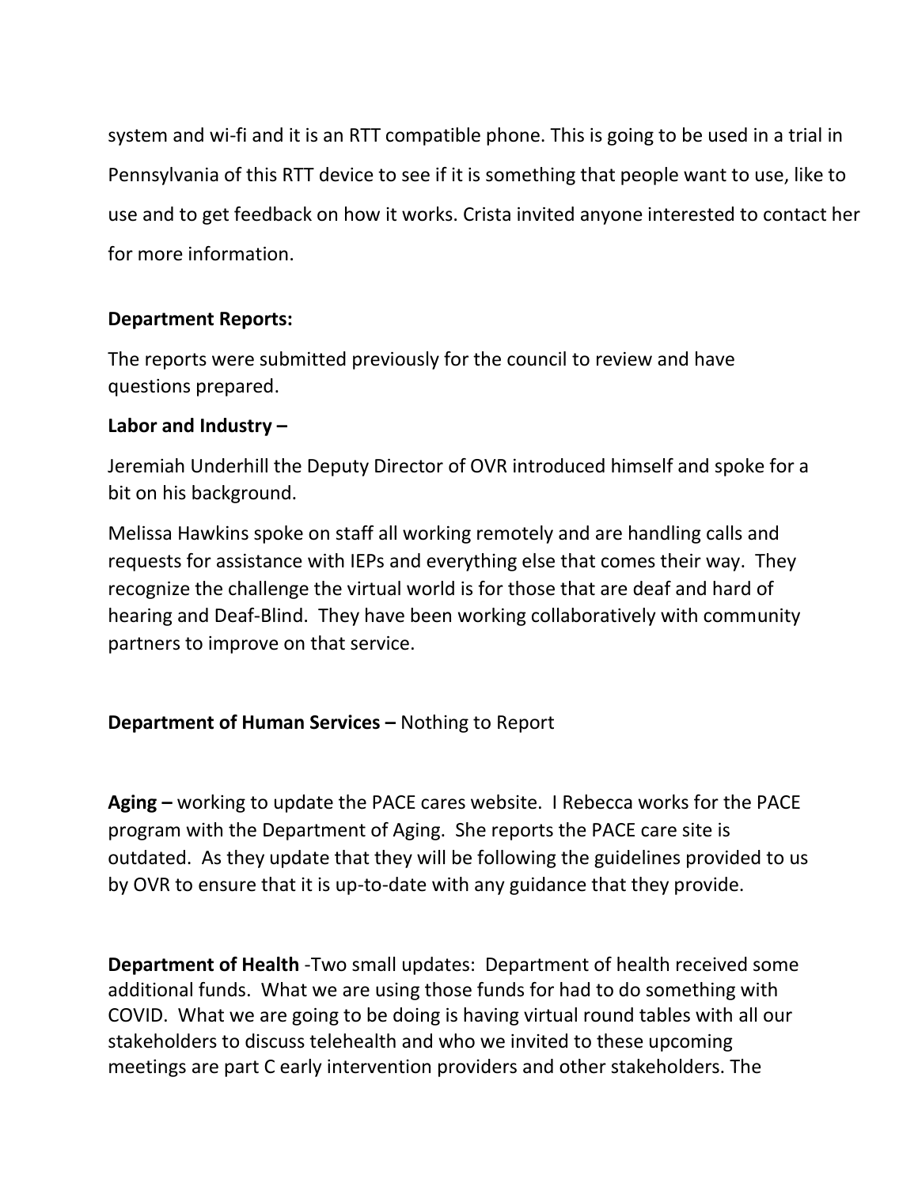system and wi-fi and it is an RTT compatible phone. This is going to be used in a trial in Pennsylvania of this RTT device to see if it is something that people want to use, like to use and to get feedback on how it works. Crista invited anyone interested to contact her for more information.

**Department Reports:**

The reports were submitted previously for the council to review and have questions prepared.

**Labor and Industry –**

Jeremiah Underhill the Deputy Director of OVR introduced himself and spoke for a bit on his background.

Melissa Hawkins spoke on staff all working remotely and are handling calls and requests for assistance with IEPs and everything else that comes their way. They recognize the challenge the virtual world is for those that are deaf and hard of hearing and Deaf-Blind. They have been working collaboratively with community partners to improve on that service.

**Department of Human Services –** Nothing to Report

**Aging –** working to update the PACE cares website. I Rebecca works for the PACE program with the Department of Aging. She reports the PACE care site is outdated. As they update that they will be following the guidelines provided to us by OVR to ensure that it is up-to-date with any guidance that they provide.

**Department of Health** -Two small updates: Department of health received some additional funds. What we are using those funds for had to do something with COVID. What we are going to be doing is having virtual round tables with all our stakeholders to discuss telehealth and who we invited to these upcoming meetings are part C early intervention providers and other stakeholders. The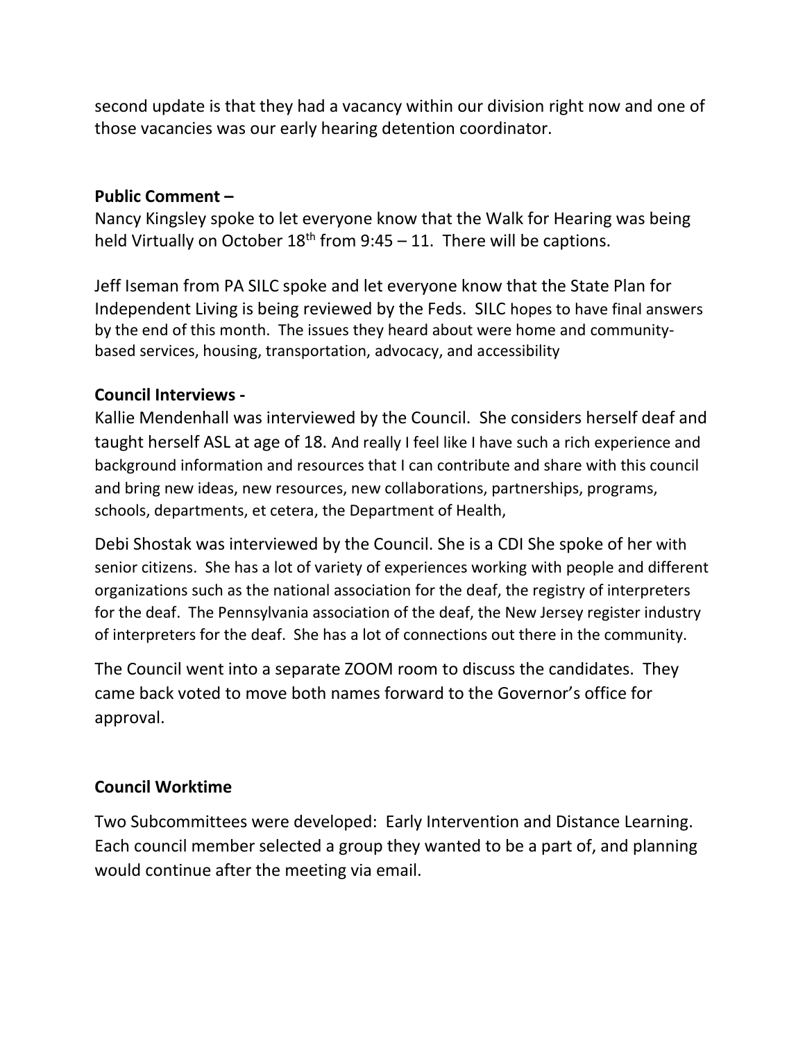second update is that they had a vacancy within our division right now and one of those vacancies was our early hearing detention coordinator.

**Public Comment –**

Nancy Kingsley spoke to let everyone know that the Walk for Hearing was being held Virtually on October 18th from 9:45 – 11. There will be captions.

Jeff Iseman from PA SILC spoke and let everyone know that the State Plan for Independent Living is being reviewed by the Feds. SILC hopes to have final answers by the end of this month. The issues they heard about were home and community-based services, housing, transportation, advocacy, and accessibility

**Council Interviews -**

Kallie Mendenhall was interviewed by the Council. She considers herself deaf and taught herself ASL at age of 18. And really I feel like I have such a rich experience and background information and resources that I can contribute and share with this council and bring new ideas, new resources, new collaborations, partnerships, programs, schools, departments, et cetera, the Department of Health,

Debi Shostak was interviewed by the Council. She is a CDI She spoke of her with senior citizens. She has a lot of variety of experiences working with people and different organizations such as the national association for the deaf, the registry of interpreters for the deaf. The Pennsylvania association of the deaf, the New Jersey register industry of interpreters for the deaf. She has a lot of connections out there in the community.

The Council went into a separate ZOOM room to discuss the candidates. They came back voted to move both names forward to the Governor's office for approval.

**Council Worktime**

Two Subcommittees were developed: Early Intervention and Distance Learning. Each council member selected a group they wanted to be a part of, and planning would continue after the meeting via email.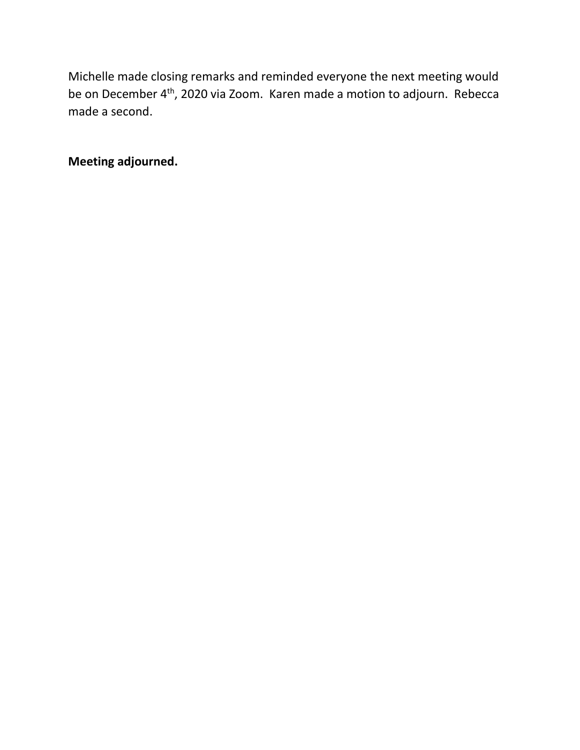Michelle made closing remarks and reminded everyone the next meeting would be on December 4th, 2020 via Zoom. Karen made a motion to adjourn. Rebecca made a second.

**Meeting adjourned.**